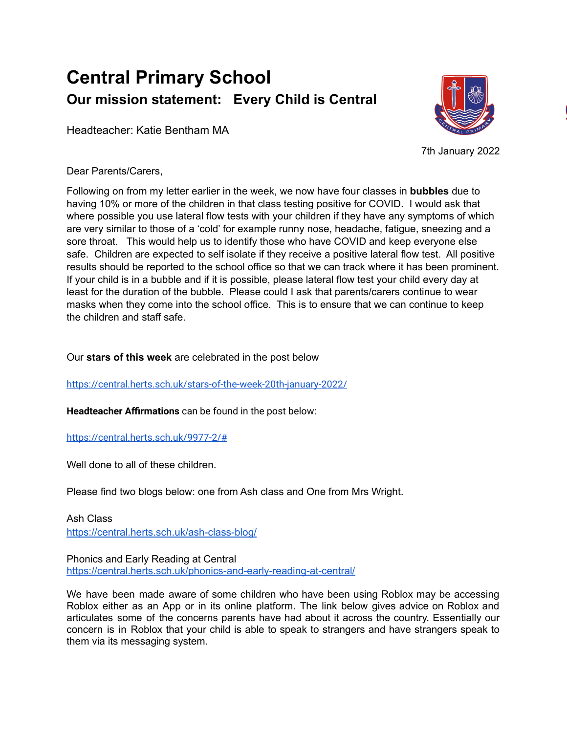# Central Primary School

## Our mission statement: Every Child is Central

Headteacher: Katie Bentham MA

7th January 2022

Dear Parents/Carers,

Following on from my letter earlier in the week, we now have four classes in **bubbles** due to having 10% or more of the children in that class testing positive for COVID. I would ask that where possible you use lateral flow tests with your children if they have any symptoms of which are very similar to those of a 'cold' for example runny nose, headache, fatigue, sneezing and a sore throat. This would help us to identify those who have COVID and keep everyone else safe. Children are expected to self isolate if they receive a positive lateral flow test. All positive results should be reported to the school office so that we can track where it has been prominent. If your child is in a bubble and if it is possible, please lateral flow test your child every day at least for the duration of the bubble. Please could I ask that parents/carers continue to wear masks when they come into the school office. This is to ensure that we can continue to keep the children and staff safe.

Our **stars of this week** are celebrated in the post below

https://central.herts.sch.uk/stars-of-the-week-20th-january-2022/

**Headteacher Affirmations** can be found in the post below:

https://central.herts.sch.uk/9977-2/#

Well done to all of these children.

Please find two blogs below: one from Ash class and One from Mrs Wright.

Ash Class
https://central.herts.sch.uk/ash-class-blog/

Phonics and Early Reading at Central
https://central.herts.sch.uk/phonics-and-early-reading-at-central/

We have been made aware of some children who have been using Roblox may be accessing Roblox either as an App or in its online platform. The link below gives advice on Roblox and articulates some of the concerns parents have had about it across the country. Essentially our concern is in Roblox that your child is able to speak to strangers and have strangers speak to them via its messaging system.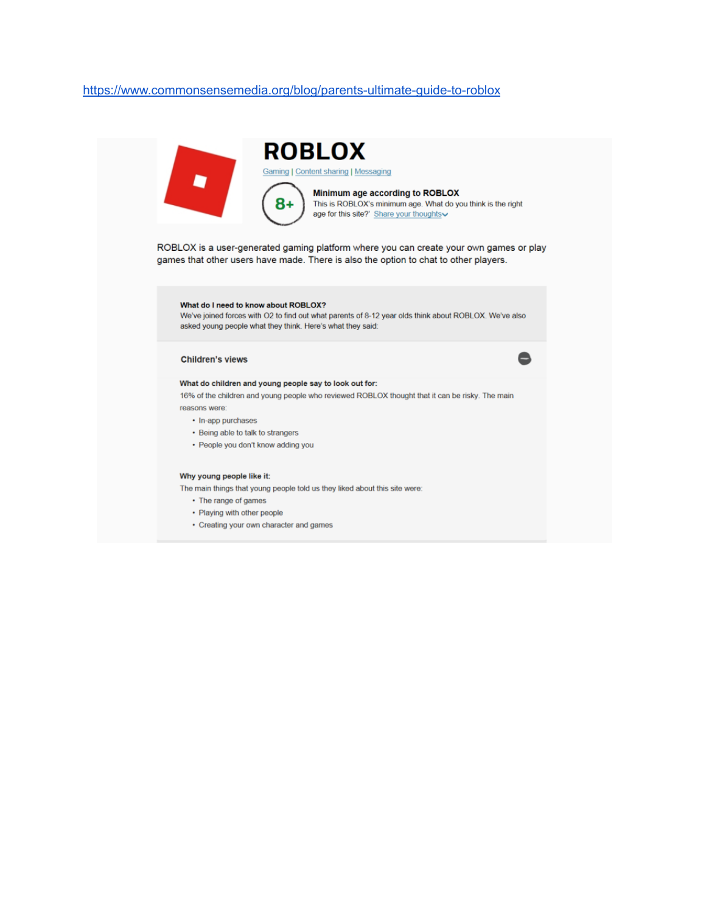[https://www.commonsensemedia.org/blog/parents-ultimate-guide-to-roblox](https://www.commonsensemedia.org/blog/parents-ultimate-guide-to-roblox)

# ROBLOX

Gaming | Content sharing | Messaging

8+ **Minimum age according to ROBLOX**
This is ROBLOX's minimum age. What do you think is the right age for this site?' Share your thoughts

ROBLOX is a user-generated gaming platform where you can create your own games or play games that other users have made. There is also the option to chat to other players.

**What do I need to know about ROBLOX?**
We've joined forces with O2 to find out what parents of 8-12 year olds think about ROBLOX. We've also asked young people what they think. Here's what they said:

**Children's views**

**What do children and young people say to look out for:**
16% of the children and young people who reviewed ROBLOX thought that it can be risky. The main reasons were:

- In-app purchases
- Being able to talk to strangers
- People you don't know adding you

**Why young people like it:**
The main things that young people told us they liked about this site were:

- The range of games
- Playing with other people
- Creating your own character and games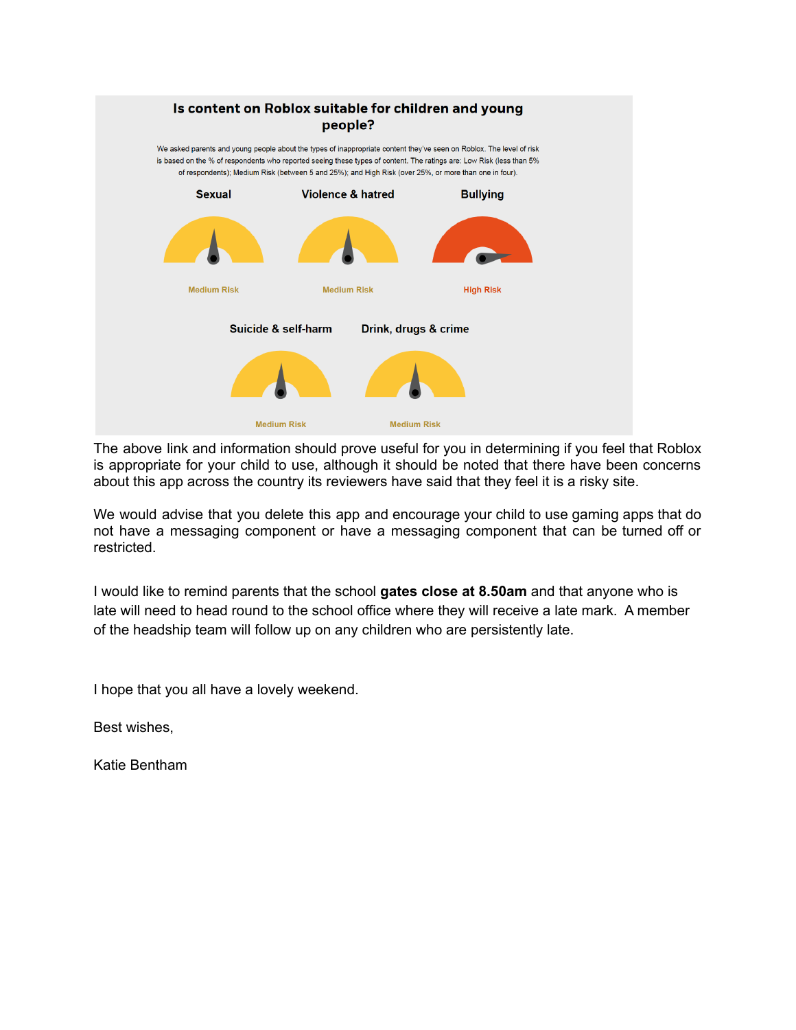## Is content on Roblox suitable for children and young people?

We asked parents and young people about the types of inappropriate content they've seen on Roblox. The level of risk is based on the % of respondents who reported seeing these types of content. The ratings are: Low Risk (less than 5% of respondents); Medium Risk (between 5 and 25%); and High Risk (over 25%, or more than one in four).

**Sexual**
Medium Risk

**Violence & hatred**
Medium Risk

**Bullying**
High Risk

**Suicide & self-harm**
Medium Risk

**Drink, drugs & crime**
Medium Risk

The above link and information should prove useful for you in determining if you feel that Roblox is appropriate for your child to use, although it should be noted that there have been concerns about this app across the country its reviewers have said that they feel it is a risky site.

We would advise that you delete this app and encourage your child to use gaming apps that do not have a messaging component or have a messaging component that can be turned off or restricted.

I would like to remind parents that the school **gates close at 8.50am** and that anyone who is late will need to head round to the school office where they will receive a late mark. A member of the headship team will follow up on any children who are persistently late.

I hope that you all have a lovely weekend.

Best wishes,

Katie Bentham